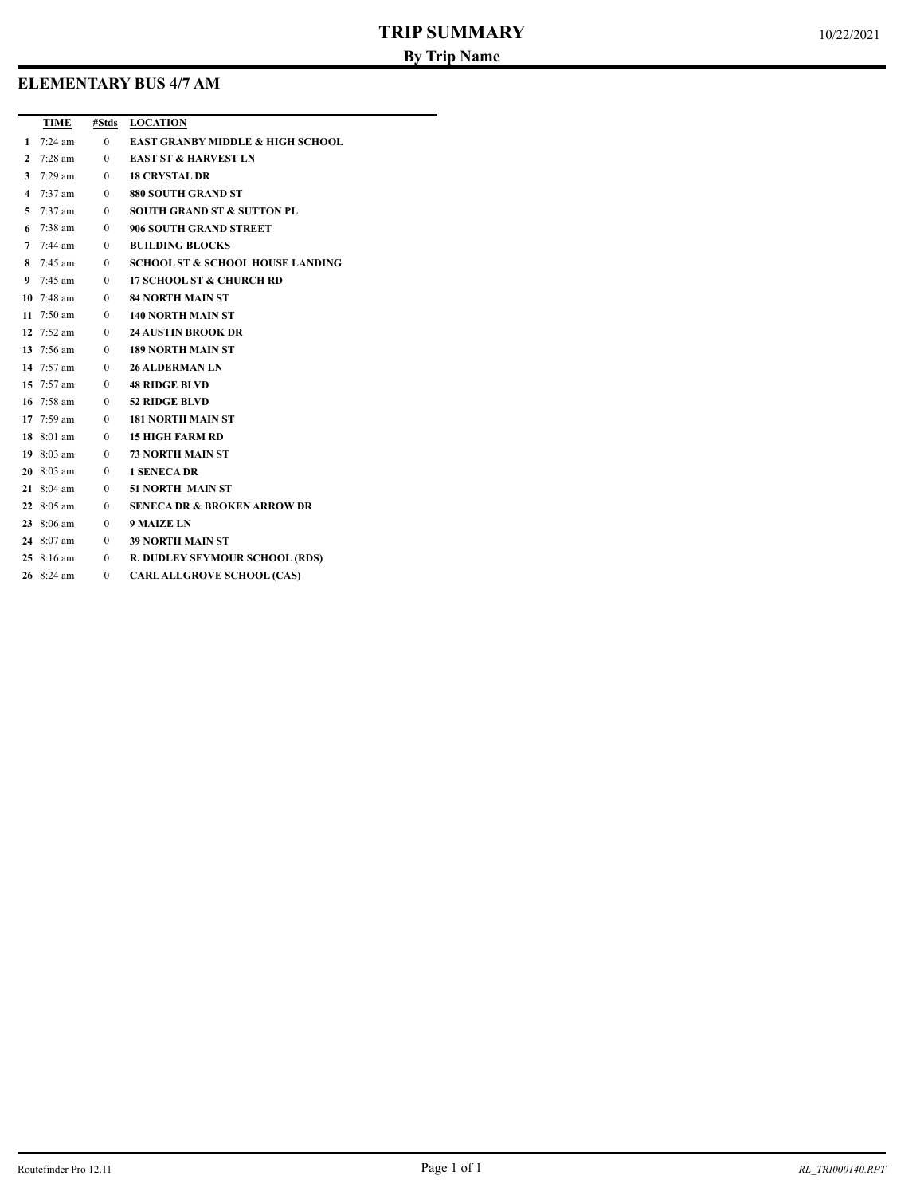# TRIP SUMMARY

## By Trip Name

10/22/2021

### ELEMENTARY BUS 4/7 AM

| | TIME | #Stds | LOCATION |
|---|---|---|---|
| 1 | 7:24 am | 0 | EAST GRANBY MIDDLE & HIGH SCHOOL |
| 2 | 7:28 am | 0 | EAST ST & HARVEST LN |
| 3 | 7:29 am | 0 | 18 CRYSTAL DR |
| 4 | 7:37 am | 0 | 880 SOUTH GRAND ST |
| 5 | 7:37 am | 0 | SOUTH GRAND ST & SUTTON PL |
| 6 | 7:38 am | 0 | 906 SOUTH GRAND STREET |
| 7 | 7:44 am | 0 | BUILDING BLOCKS |
| 8 | 7:45 am | 0 | SCHOOL ST & SCHOOL HOUSE LANDING |
| 9 | 7:45 am | 0 | 17 SCHOOL ST & CHURCH RD |
| 10 | 7:48 am | 0 | 84 NORTH MAIN ST |
| 11 | 7:50 am | 0 | 140 NORTH MAIN ST |
| 12 | 7:52 am | 0 | 24 AUSTIN BROOK DR |
| 13 | 7:56 am | 0 | 189 NORTH MAIN ST |
| 14 | 7:57 am | 0 | 26 ALDERMAN LN |
| 15 | 7:57 am | 0 | 48 RIDGE BLVD |
| 16 | 7:58 am | 0 | 52 RIDGE BLVD |
| 17 | 7:59 am | 0 | 181 NORTH MAIN ST |
| 18 | 8:01 am | 0 | 15 HIGH FARM RD |
| 19 | 8:03 am | 0 | 73 NORTH MAIN ST |
| 20 | 8:03 am | 0 | 1 SENECA DR |
| 21 | 8:04 am | 0 | 51 NORTH MAIN ST |
| 22 | 8:05 am | 0 | SENECA DR & BROKEN ARROW DR |
| 23 | 8:06 am | 0 | 9 MAIZE LN |
| 24 | 8:07 am | 0 | 39 NORTH MAIN ST |
| 25 | 8:16 am | 0 | R. DUDLEY SEYMOUR SCHOOL (RDS) |
| 26 | 8:24 am | 0 | CARL ALLGROVE SCHOOL (CAS) |

Routefinder Pro 12.11

RL_TRI000140.RPT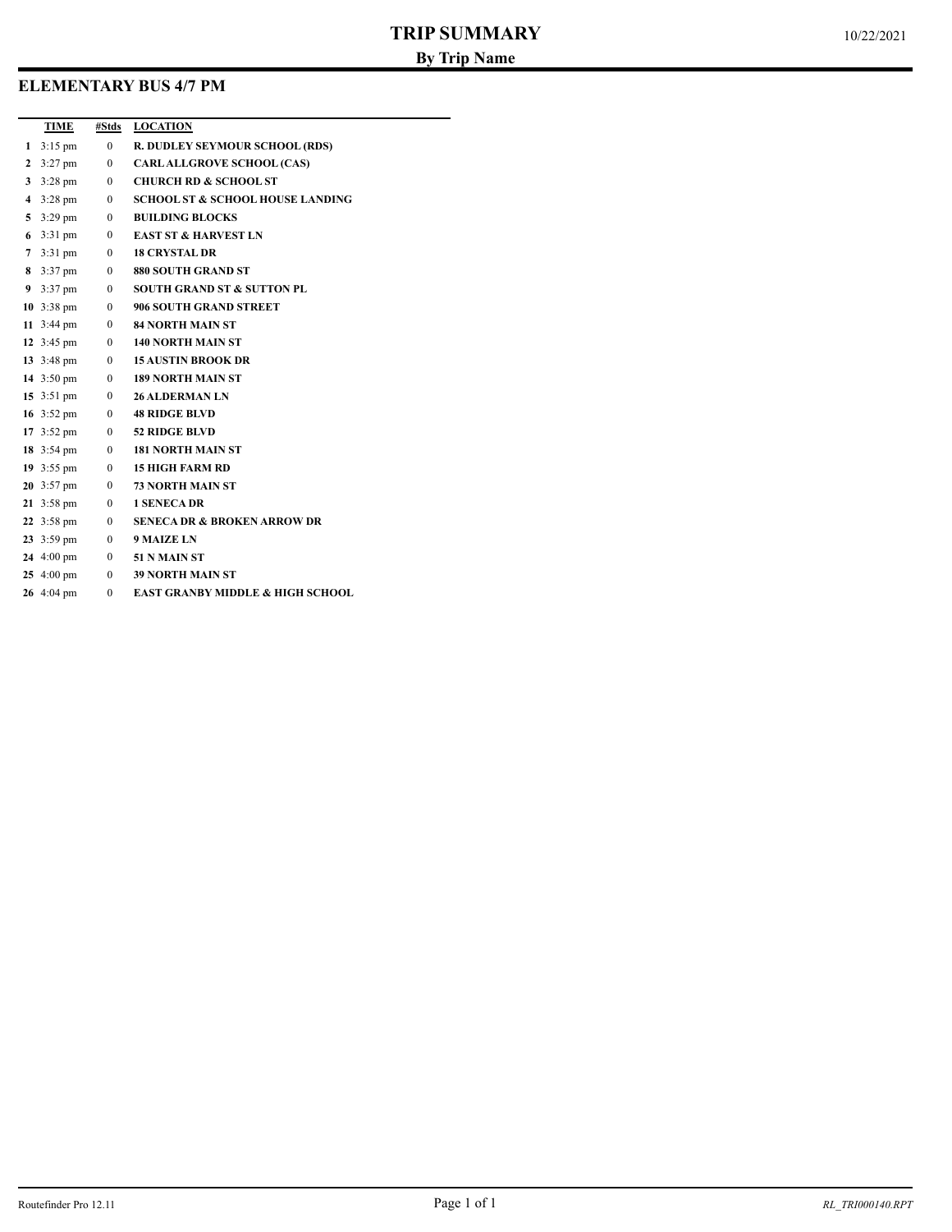# TRIP SUMMARY

## By Trip Name

10/22/2021

### ELEMENTARY BUS 4/7 PM

| | TIME | #Stds | LOCATION |
|---|---|---|---|
| 1 | 3:15 pm | 0 | R. DUDLEY SEYMOUR SCHOOL (RDS) |
| 2 | 3:27 pm | 0 | CARL ALLGROVE SCHOOL (CAS) |
| 3 | 3:28 pm | 0 | CHURCH RD & SCHOOL ST |
| 4 | 3:28 pm | 0 | SCHOOL ST & SCHOOL HOUSE LANDING |
| 5 | 3:29 pm | 0 | BUILDING BLOCKS |
| 6 | 3:31 pm | 0 | EAST ST & HARVEST LN |
| 7 | 3:31 pm | 0 | 18 CRYSTAL DR |
| 8 | 3:37 pm | 0 | 880 SOUTH GRAND ST |
| 9 | 3:37 pm | 0 | SOUTH GRAND ST & SUTTON PL |
| 10 | 3:38 pm | 0 | 906 SOUTH GRAND STREET |
| 11 | 3:44 pm | 0 | 84 NORTH MAIN ST |
| 12 | 3:45 pm | 0 | 140 NORTH MAIN ST |
| 13 | 3:48 pm | 0 | 15 AUSTIN BROOK DR |
| 14 | 3:50 pm | 0 | 189 NORTH MAIN ST |
| 15 | 3:51 pm | 0 | 26 ALDERMAN LN |
| 16 | 3:52 pm | 0 | 48 RIDGE BLVD |
| 17 | 3:52 pm | 0 | 52 RIDGE BLVD |
| 18 | 3:54 pm | 0 | 181 NORTH MAIN ST |
| 19 | 3:55 pm | 0 | 15 HIGH FARM RD |
| 20 | 3:57 pm | 0 | 73 NORTH MAIN ST |
| 21 | 3:58 pm | 0 | 1 SENECA DR |
| 22 | 3:58 pm | 0 | SENECA DR & BROKEN ARROW DR |
| 23 | 3:59 pm | 0 | 9 MAIZE LN |
| 24 | 4:00 pm | 0 | 51 N MAIN ST |
| 25 | 4:00 pm | 0 | 39 NORTH MAIN ST |
| 26 | 4:04 pm | 0 | EAST GRANBY MIDDLE & HIGH SCHOOL |

Routefinder Pro 12.11

*RL_TRI000140.RPT*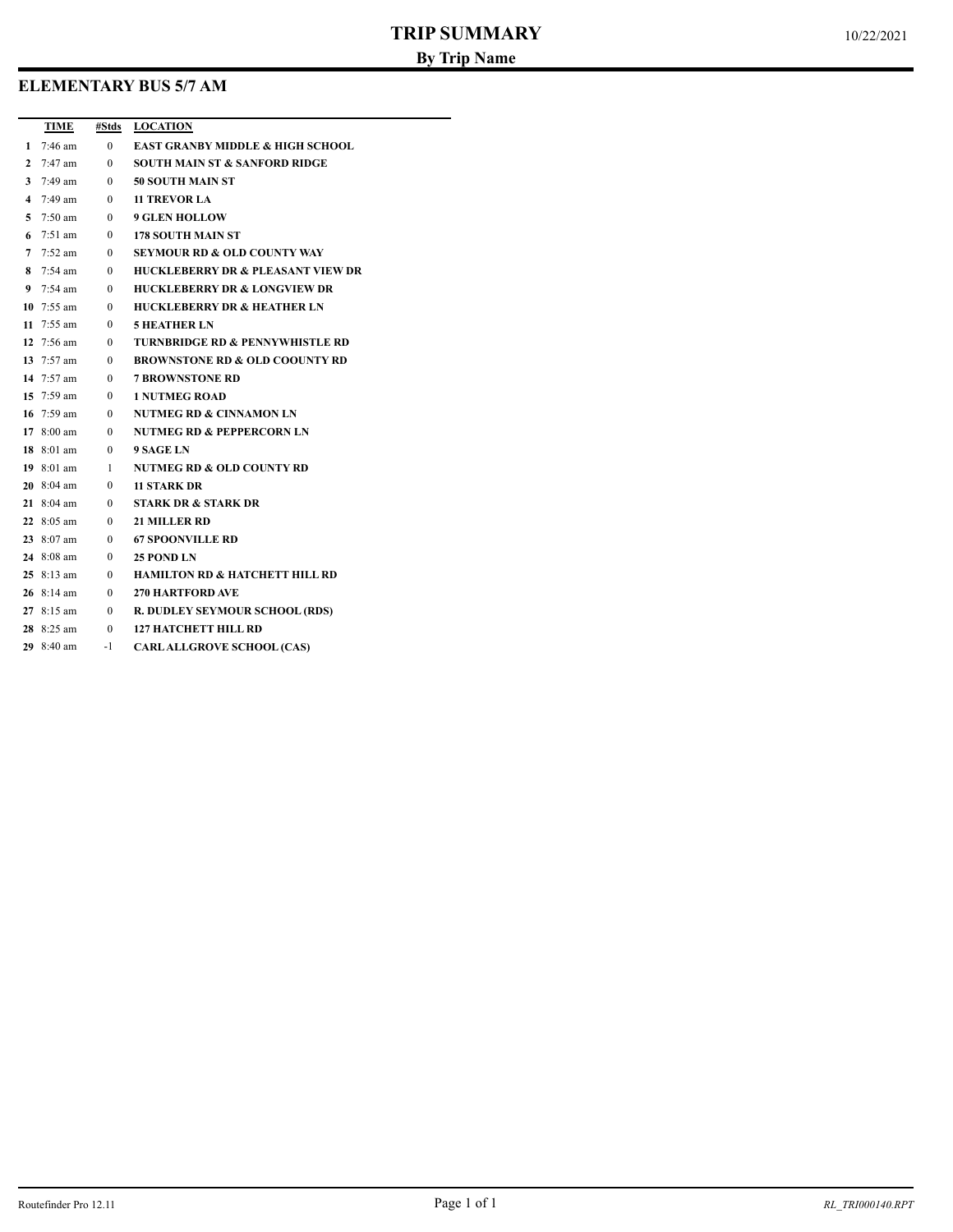# TRIP SUMMARY

## By Trip Name

10/22/2021

## ELEMENTARY BUS 5/7 AM

| | TIME | #Stds | LOCATION |
|---|---|---|---|
| 1 | 7:46 am | 0 | EAST GRANBY MIDDLE & HIGH SCHOOL |
| 2 | 7:47 am | 0 | SOUTH MAIN ST & SANFORD RIDGE |
| 3 | 7:49 am | 0 | 50 SOUTH MAIN ST |
| 4 | 7:49 am | 0 | 11 TREVOR LA |
| 5 | 7:50 am | 0 | 9 GLEN HOLLOW |
| 6 | 7:51 am | 0 | 178 SOUTH MAIN ST |
| 7 | 7:52 am | 0 | SEYMOUR RD & OLD COUNTY WAY |
| 8 | 7:54 am | 0 | HUCKLEBERRY DR & PLEASANT VIEW DR |
| 9 | 7:54 am | 0 | HUCKLEBERRY DR & LONGVIEW DR |
| 10 | 7:55 am | 0 | HUCKLEBERRY DR & HEATHER LN |
| 11 | 7:55 am | 0 | 5 HEATHER LN |
| 12 | 7:56 am | 0 | TURNBRIDGE RD & PENNYWHISTLE RD |
| 13 | 7:57 am | 0 | BROWNSTONE RD & OLD COOUNTY RD |
| 14 | 7:57 am | 0 | 7 BROWNSTONE RD |
| 15 | 7:59 am | 0 | 1 NUTMEG ROAD |
| 16 | 7:59 am | 0 | NUTMEG RD & CINNAMON LN |
| 17 | 8:00 am | 0 | NUTMEG RD & PEPPERCORN LN |
| 18 | 8:01 am | 0 | 9 SAGE LN |
| 19 | 8:01 am | 1 | NUTMEG RD & OLD COUNTY RD |
| 20 | 8:04 am | 0 | 11 STARK DR |
| 21 | 8:04 am | 0 | STARK DR & STARK DR |
| 22 | 8:05 am | 0 | 21 MILLER RD |
| 23 | 8:07 am | 0 | 67 SPOONVILLE RD |
| 24 | 8:08 am | 0 | 25 POND LN |
| 25 | 8:13 am | 0 | HAMILTON RD & HATCHETT HILL RD |
| 26 | 8:14 am | 0 | 270 HARTFORD AVE |
| 27 | 8:15 am | 0 | R. DUDLEY SEYMOUR SCHOOL (RDS) |
| 28 | 8:25 am | 0 | 127 HATCHETT HILL RD |
| 29 | 8:40 am | -1 | CARL ALLGROVE SCHOOL (CAS) |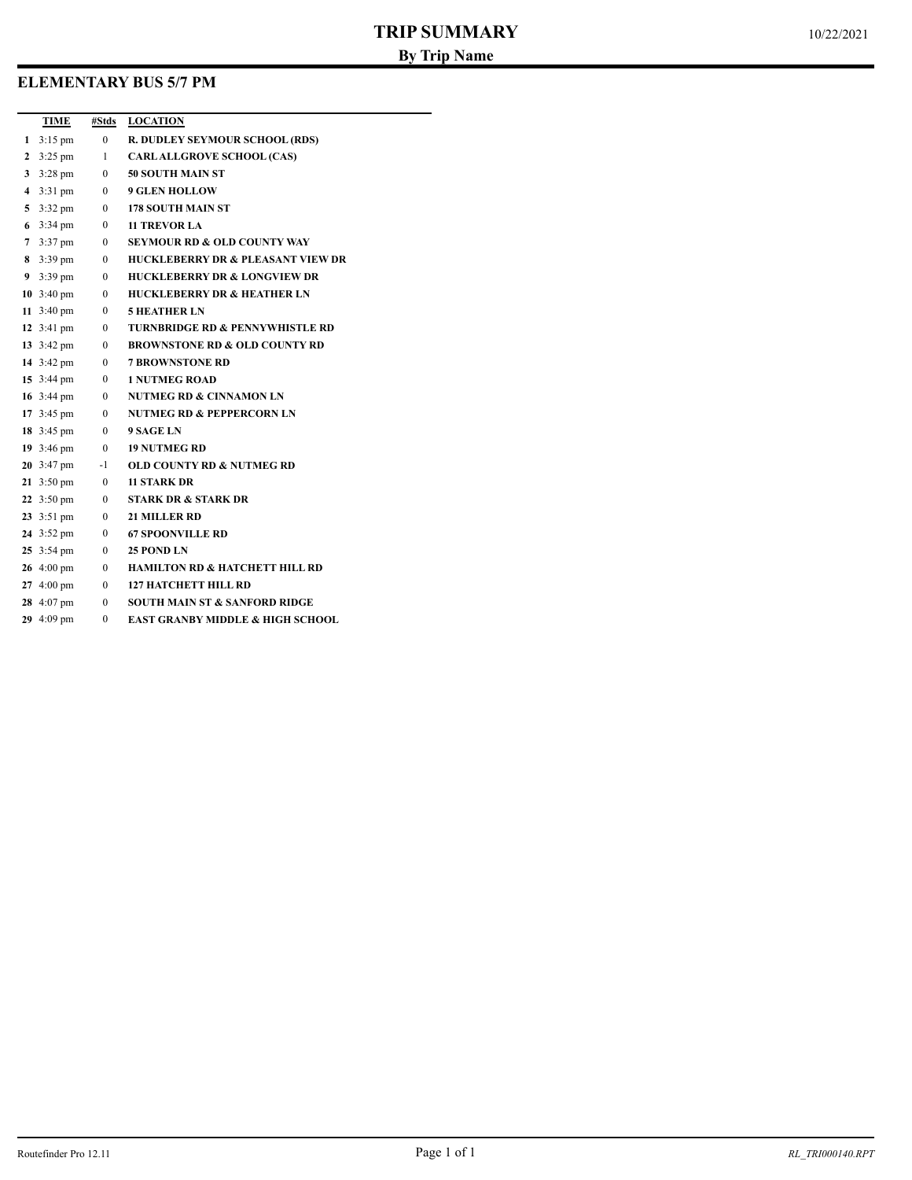# TRIP SUMMARY

## By Trip Name

10/22/2021

### ELEMENTARY BUS 5/7 PM

| | TIME | #Stds | LOCATION |
|---|---|---|---|
| 1 | 3:15 pm | 0 | R. DUDLEY SEYMOUR SCHOOL (RDS) |
| 2 | 3:25 pm | 1 | CARL ALLGROVE SCHOOL (CAS) |
| 3 | 3:28 pm | 0 | 50 SOUTH MAIN ST |
| 4 | 3:31 pm | 0 | 9 GLEN HOLLOW |
| 5 | 3:32 pm | 0 | 178 SOUTH MAIN ST |
| 6 | 3:34 pm | 0 | 11 TREVOR LA |
| 7 | 3:37 pm | 0 | SEYMOUR RD & OLD COUNTY WAY |
| 8 | 3:39 pm | 0 | HUCKLEBERRY DR & PLEASANT VIEW DR |
| 9 | 3:39 pm | 0 | HUCKLEBERRY DR & LONGVIEW DR |
| 10 | 3:40 pm | 0 | HUCKLEBERRY DR & HEATHER LN |
| 11 | 3:40 pm | 0 | 5 HEATHER LN |
| 12 | 3:41 pm | 0 | TURNBRIDGE RD & PENNYWHISTLE RD |
| 13 | 3:42 pm | 0 | BROWNSTONE RD & OLD COUNTY RD |
| 14 | 3:42 pm | 0 | 7 BROWNSTONE RD |
| 15 | 3:44 pm | 0 | 1 NUTMEG ROAD |
| 16 | 3:44 pm | 0 | NUTMEG RD & CINNAMON LN |
| 17 | 3:45 pm | 0 | NUTMEG RD & PEPPERCORN LN |
| 18 | 3:45 pm | 0 | 9 SAGE LN |
| 19 | 3:46 pm | 0 | 19 NUTMEG RD |
| 20 | 3:47 pm | -1 | OLD COUNTY RD & NUTMEG RD |
| 21 | 3:50 pm | 0 | 11 STARK DR |
| 22 | 3:50 pm | 0 | STARK DR & STARK DR |
| 23 | 3:51 pm | 0 | 21 MILLER RD |
| 24 | 3:52 pm | 0 | 67 SPOONVILLE RD |
| 25 | 3:54 pm | 0 | 25 POND LN |
| 26 | 4:00 pm | 0 | HAMILTON RD & HATCHETT HILL RD |
| 27 | 4:00 pm | 0 | 127 HATCHETT HILL RD |
| 28 | 4:07 pm | 0 | SOUTH MAIN ST & SANFORD RIDGE |
| 29 | 4:09 pm | 0 | EAST GRANBY MIDDLE & HIGH SCHOOL |

Routefinder Pro 12.11 | RL_TRI000140.RPT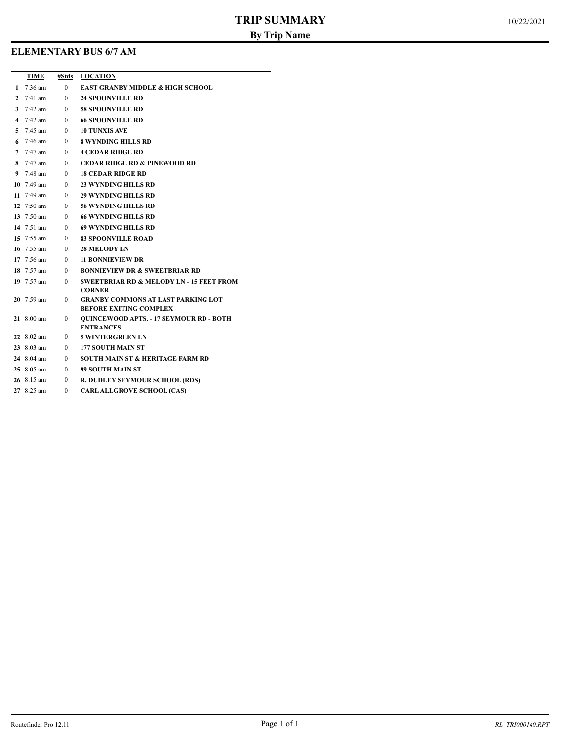# TRIP SUMMARY

**By Trip Name**

10/22/2021

## ELEMENTARY BUS 6/7 AM

| | TIME | #Stds | LOCATION |
|---|---|---|---|
| 1 | 7:36 am | 0 | EAST GRANBY MIDDLE & HIGH SCHOOL |
| 2 | 7:41 am | 0 | 24 SPOONVILLE RD |
| 3 | 7:42 am | 0 | 58 SPOONVILLE RD |
| 4 | 7:42 am | 0 | 66 SPOONVILLE RD |
| 5 | 7:45 am | 0 | 10 TUNXIS AVE |
| 6 | 7:46 am | 0 | 8 WYNDING HILLS RD |
| 7 | 7:47 am | 0 | 4 CEDAR RIDGE RD |
| 8 | 7:47 am | 0 | CEDAR RIDGE RD & PINEWOOD RD |
| 9 | 7:48 am | 0 | 18 CEDAR RIDGE RD |
| 10 | 7:49 am | 0 | 23 WYNDING HILLS RD |
| 11 | 7:49 am | 0 | 29 WYNDING HILLS RD |
| 12 | 7:50 am | 0 | 56 WYNDING HILLS RD |
| 13 | 7:50 am | 0 | 66 WYNDING HILLS RD |
| 14 | 7:51 am | 0 | 69 WYNDING HILLS RD |
| 15 | 7:55 am | 0 | 83 SPOONVILLE ROAD |
| 16 | 7:55 am | 0 | 28 MELODY LN |
| 17 | 7:56 am | 0 | 11 BONNIEVIEW DR |
| 18 | 7:57 am | 0 | BONNIEVIEW DR & SWEETBRIAR RD |
| 19 | 7:57 am | 0 | SWEETBRIAR RD & MELODY LN - 15 FEET FROM CORNER |
| 20 | 7:59 am | 0 | GRANBY COMMONS AT LAST PARKING LOT BEFORE EXITING COMPLEX |
| 21 | 8:00 am | 0 | QUINCEWOOD APTS. - 17 SEYMOUR RD - BOTH ENTRANCES |
| 22 | 8:02 am | 0 | 5 WINTERGREEN LN |
| 23 | 8:03 am | 0 | 177 SOUTH MAIN ST |
| 24 | 8:04 am | 0 | SOUTH MAIN ST & HERITAGE FARM RD |
| 25 | 8:05 am | 0 | 99 SOUTH MAIN ST |
| 26 | 8:15 am | 0 | R. DUDLEY SEYMOUR SCHOOL (RDS) |
| 27 | 8:25 am | 0 | CARL ALLGROVE SCHOOL (CAS) |

Routefinder Pro 12.11

*RL_TRI000140.RPT*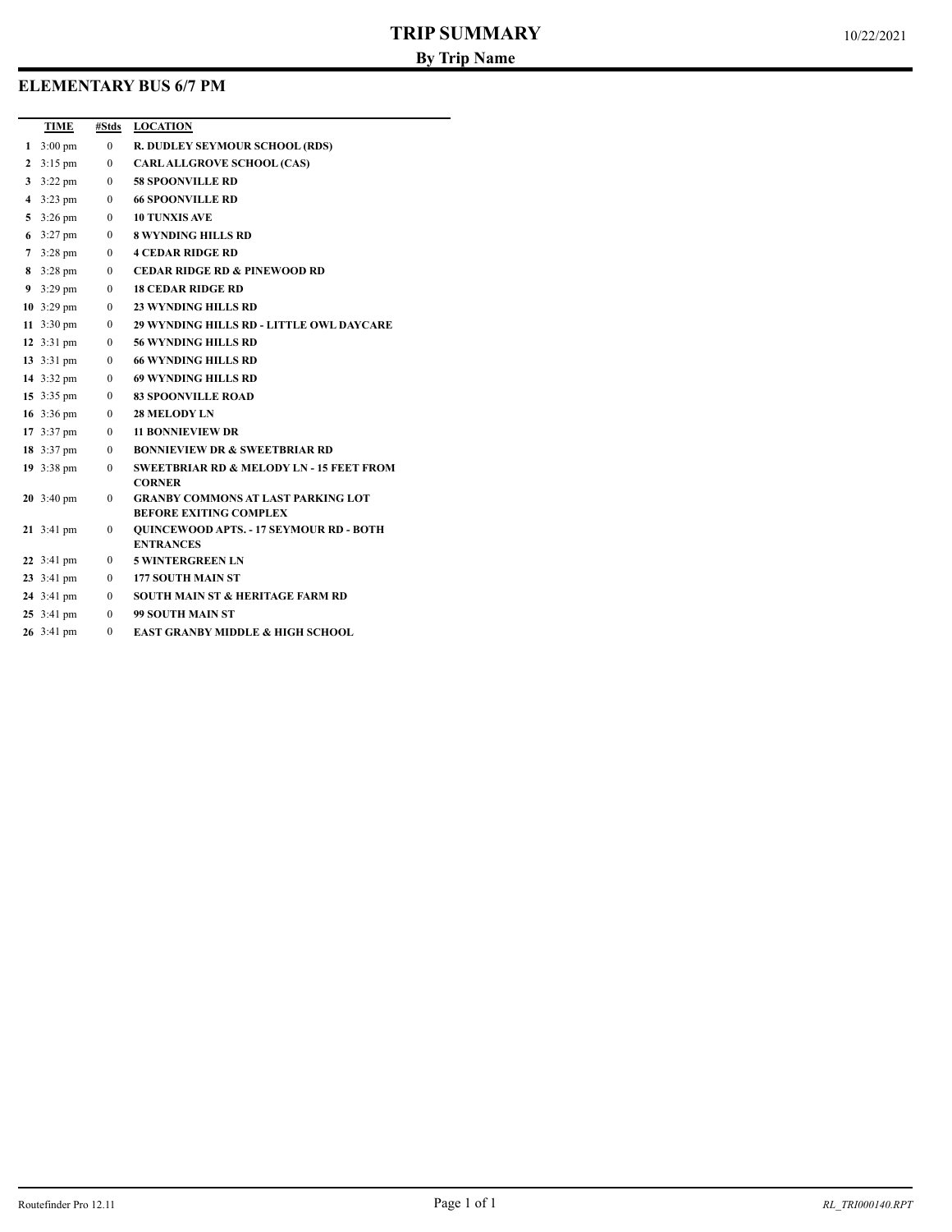# TRIP SUMMARY

## By Trip Name

10/22/2021

## ELEMENTARY BUS 6/7 PM

| | TIME | #Stds | LOCATION |
|---|---|---|---|
| 1 | 3:00 pm | 0 | R. DUDLEY SEYMOUR SCHOOL (RDS) |
| 2 | 3:15 pm | 0 | CARL ALLGROVE SCHOOL (CAS) |
| 3 | 3:22 pm | 0 | 58 SPOONVILLE RD |
| 4 | 3:23 pm | 0 | 66 SPOONVILLE RD |
| 5 | 3:26 pm | 0 | 10 TUNXIS AVE |
| 6 | 3:27 pm | 0 | 8 WYNDING HILLS RD |
| 7 | 3:28 pm | 0 | 4 CEDAR RIDGE RD |
| 8 | 3:28 pm | 0 | CEDAR RIDGE RD & PINEWOOD RD |
| 9 | 3:29 pm | 0 | 18 CEDAR RIDGE RD |
| 10 | 3:29 pm | 0 | 23 WYNDING HILLS RD |
| 11 | 3:30 pm | 0 | 29 WYNDING HILLS RD - LITTLE OWL DAYCARE |
| 12 | 3:31 pm | 0 | 56 WYNDING HILLS RD |
| 13 | 3:31 pm | 0 | 66 WYNDING HILLS RD |
| 14 | 3:32 pm | 0 | 69 WYNDING HILLS RD |
| 15 | 3:35 pm | 0 | 83 SPOONVILLE ROAD |
| 16 | 3:36 pm | 0 | 28 MELODY LN |
| 17 | 3:37 pm | 0 | 11 BONNIEVIEW DR |
| 18 | 3:37 pm | 0 | BONNIEVIEW DR & SWEETBRIAR RD |
| 19 | 3:38 pm | 0 | SWEETBRIAR RD & MELODY LN - 15 FEET FROM CORNER |
| 20 | 3:40 pm | 0 | GRANBY COMMONS AT LAST PARKING LOT BEFORE EXITING COMPLEX |
| 21 | 3:41 pm | 0 | QUINCEWOOD APTS. - 17 SEYMOUR RD - BOTH ENTRANCES |
| 22 | 3:41 pm | 0 | 5 WINTERGREEN LN |
| 23 | 3:41 pm | 0 | 177 SOUTH MAIN ST |
| 24 | 3:41 pm | 0 | SOUTH MAIN ST & HERITAGE FARM RD |
| 25 | 3:41 pm | 0 | 99 SOUTH MAIN ST |
| 26 | 3:41 pm | 0 | EAST GRANBY MIDDLE & HIGH SCHOOL |

Routefinder Pro 12.11 | RL_TRI000140.RPT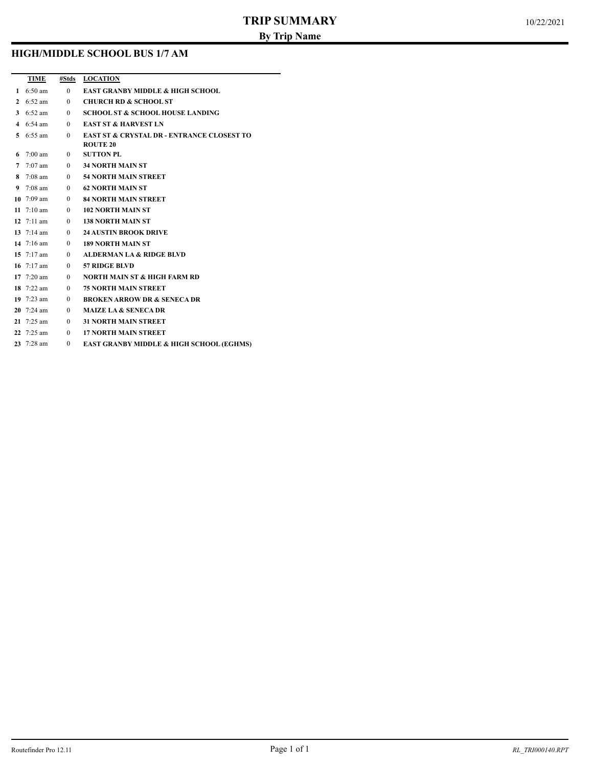# TRIP SUMMARY

## By Trip Name

10/22/2021

### HIGH/MIDDLE SCHOOL BUS 1/7 AM

| | TIME | #Stds | LOCATION |
|---|---|---|---|
| 1 | 6:50 am | 0 | EAST GRANBY MIDDLE & HIGH SCHOOL |
| 2 | 6:52 am | 0 | CHURCH RD & SCHOOL ST |
| 3 | 6:52 am | 0 | SCHOOL ST & SCHOOL HOUSE LANDING |
| 4 | 6:54 am | 0 | EAST ST & HARVEST LN |
| 5 | 6:55 am | 0 | EAST ST & CRYSTAL DR - ENTRANCE CLOSEST TO ROUTE 20 |
| 6 | 7:00 am | 0 | SUTTON PL |
| 7 | 7:07 am | 0 | 34 NORTH MAIN ST |
| 8 | 7:08 am | 0 | 54 NORTH MAIN STREET |
| 9 | 7:08 am | 0 | 62 NORTH MAIN ST |
| 10 | 7:09 am | 0 | 84 NORTH MAIN STREET |
| 11 | 7:10 am | 0 | 102 NORTH MAIN ST |
| 12 | 7:11 am | 0 | 138 NORTH MAIN ST |
| 13 | 7:14 am | 0 | 24 AUSTIN BROOK DRIVE |
| 14 | 7:16 am | 0 | 189 NORTH MAIN ST |
| 15 | 7:17 am | 0 | ALDERMAN LA & RIDGE BLVD |
| 16 | 7:17 am | 0 | 57 RIDGE BLVD |
| 17 | 7:20 am | 0 | NORTH MAIN ST & HIGH FARM RD |
| 18 | 7:22 am | 0 | 75 NORTH MAIN STREET |
| 19 | 7:23 am | 0 | BROKEN ARROW DR & SENECA DR |
| 20 | 7:24 am | 0 | MAIZE LA & SENECA DR |
| 21 | 7:25 am | 0 | 31 NORTH MAIN STREET |
| 22 | 7:25 am | 0 | 17 NORTH MAIN STREET |
| 23 | 7:28 am | 0 | EAST GRANBY MIDDLE & HIGH SCHOOL (EGHMS) |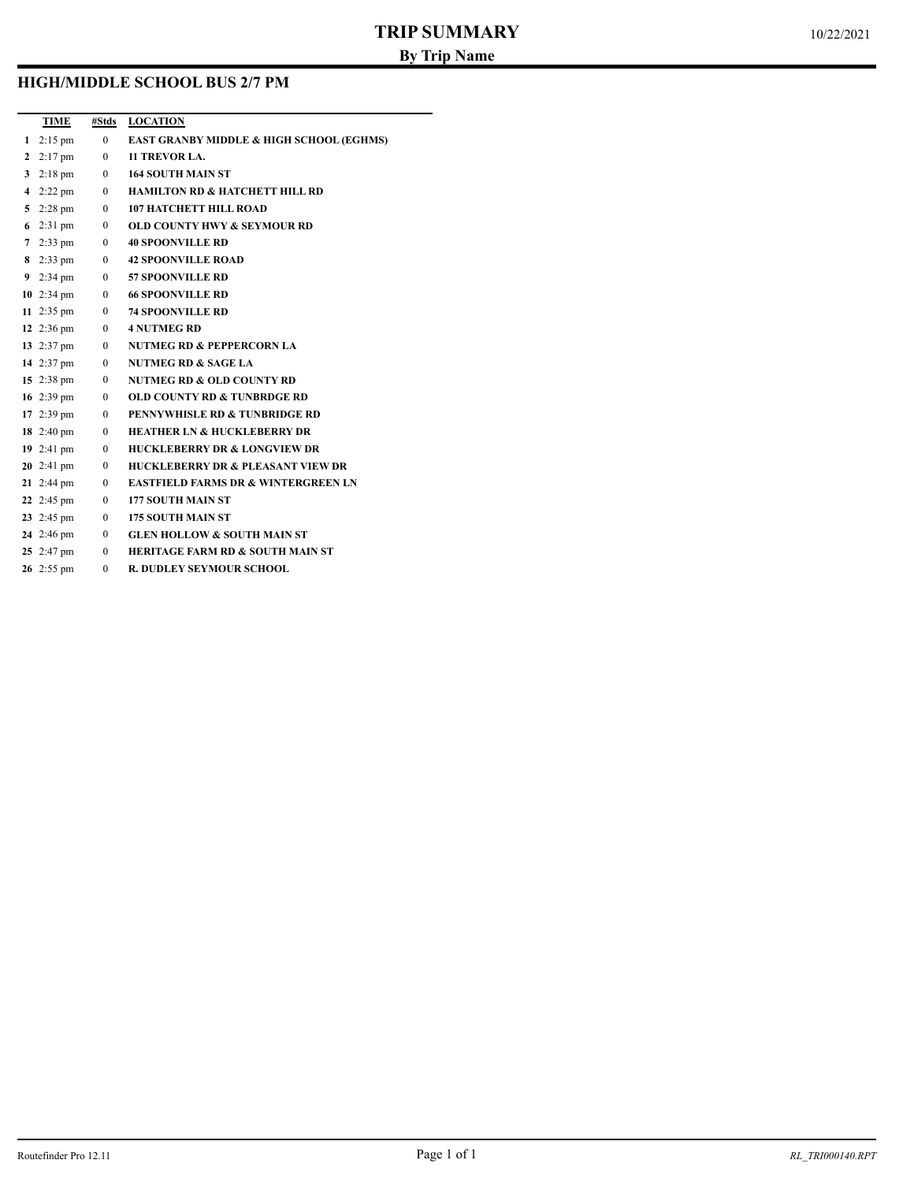# TRIP SUMMARY

**By Trip Name**

10/22/2021

## HIGH/MIDDLE SCHOOL BUS 2/7 PM

| | TIME | #Stds | LOCATION |
|---|---|---|---|
| 1 | 2:15 pm | 0 | EAST GRANBY MIDDLE & HIGH SCHOOL (EGHMS) |
| 2 | 2:17 pm | 0 | 11 TREVOR LA. |
| 3 | 2:18 pm | 0 | 164 SOUTH MAIN ST |
| 4 | 2:22 pm | 0 | HAMILTON RD & HATCHETT HILL RD |
| 5 | 2:28 pm | 0 | 107 HATCHETT HILL ROAD |
| 6 | 2:31 pm | 0 | OLD COUNTY HWY & SEYMOUR RD |
| 7 | 2:33 pm | 0 | 40 SPOONVILLE RD |
| 8 | 2:33 pm | 0 | 42 SPOONVILLE ROAD |
| 9 | 2:34 pm | 0 | 57 SPOONVILLE RD |
| 10 | 2:34 pm | 0 | 66 SPOONVILLE RD |
| 11 | 2:35 pm | 0 | 74 SPOONVILLE RD |
| 12 | 2:36 pm | 0 | 4 NUTMEG RD |
| 13 | 2:37 pm | 0 | NUTMEG RD & PEPPERCORN LA |
| 14 | 2:37 pm | 0 | NUTMEG RD & SAGE LA |
| 15 | 2:38 pm | 0 | NUTMEG RD & OLD COUNTY RD |
| 16 | 2:39 pm | 0 | OLD COUNTY RD & TUNBRDGE RD |
| 17 | 2:39 pm | 0 | PENNYWHISLE RD & TUNBRIDGE RD |
| 18 | 2:40 pm | 0 | HEATHER LN & HUCKLEBERRY DR |
| 19 | 2:41 pm | 0 | HUCKLEBERRY DR & LONGVIEW DR |
| 20 | 2:41 pm | 0 | HUCKLEBERRY DR & PLEASANT VIEW DR |
| 21 | 2:44 pm | 0 | EASTFIELD FARMS DR & WINTERGREEN LN |
| 22 | 2:45 pm | 0 | 177 SOUTH MAIN ST |
| 23 | 2:45 pm | 0 | 175 SOUTH MAIN ST |
| 24 | 2:46 pm | 0 | GLEN HOLLOW & SOUTH MAIN ST |
| 25 | 2:47 pm | 0 | HERITAGE FARM RD & SOUTH MAIN ST |
| 26 | 2:55 pm | 0 | R. DUDLEY SEYMOUR SCHOOL |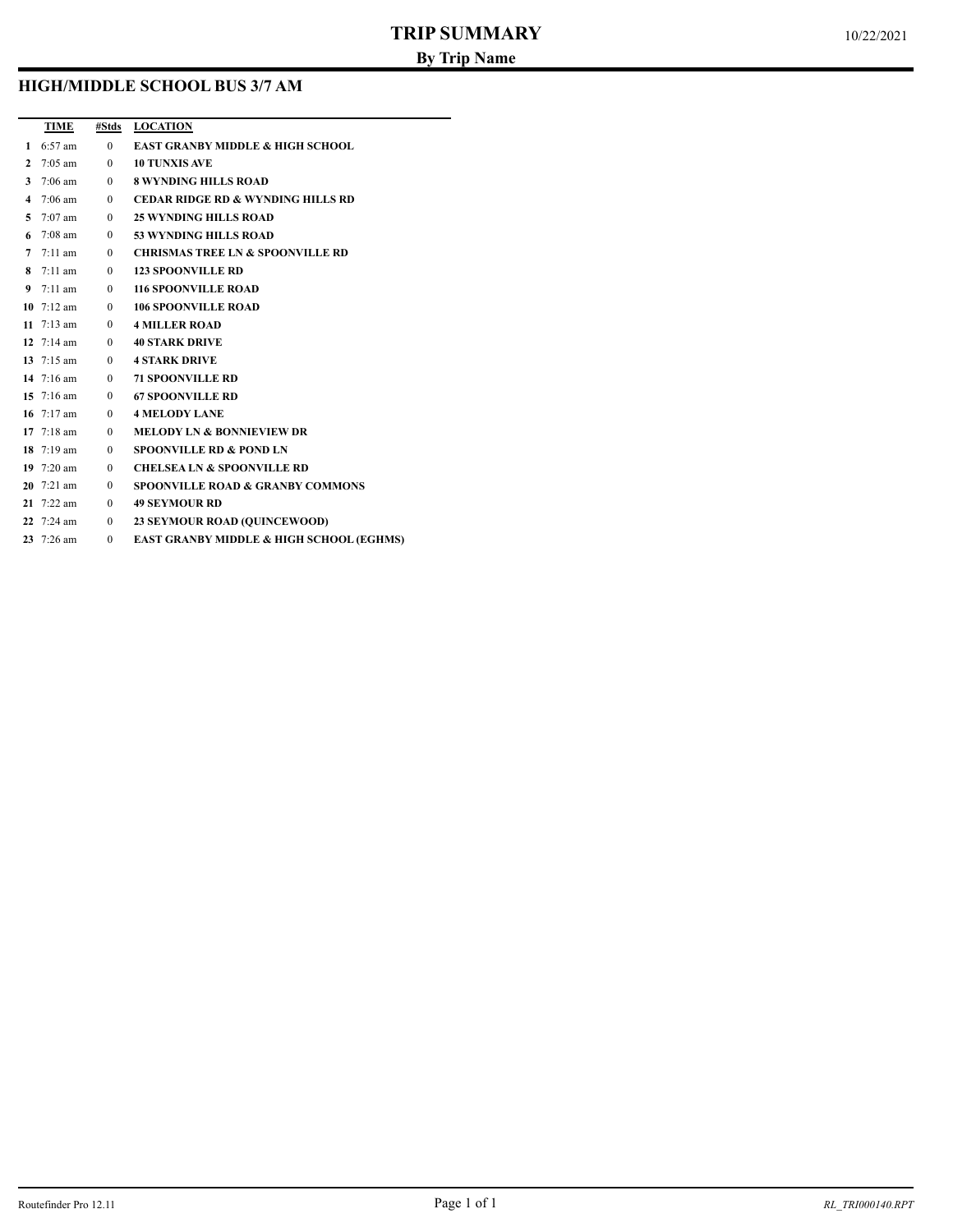# TRIP SUMMARY

## By Trip Name

10/22/2021

### HIGH/MIDDLE SCHOOL BUS 3/7 AM

| | TIME | #Stds | LOCATION |
|---|---|---|---|
| 1 | 6:57 am | 0 | EAST GRANBY MIDDLE & HIGH SCHOOL |
| 2 | 7:05 am | 0 | 10 TUNXIS AVE |
| 3 | 7:06 am | 0 | 8 WYNDING HILLS ROAD |
| 4 | 7:06 am | 0 | CEDAR RIDGE RD & WYNDING HILLS RD |
| 5 | 7:07 am | 0 | 25 WYNDING HILLS ROAD |
| 6 | 7:08 am | 0 | 53 WYNDING HILLS ROAD |
| 7 | 7:11 am | 0 | CHRISMAS TREE LN & SPOONVILLE RD |
| 8 | 7:11 am | 0 | 123 SPOONVILLE RD |
| 9 | 7:11 am | 0 | 116 SPOONVILLE ROAD |
| 10 | 7:12 am | 0 | 106 SPOONVILLE ROAD |
| 11 | 7:13 am | 0 | 4 MILLER ROAD |
| 12 | 7:14 am | 0 | 40 STARK DRIVE |
| 13 | 7:15 am | 0 | 4 STARK DRIVE |
| 14 | 7:16 am | 0 | 71 SPOONVILLE RD |
| 15 | 7:16 am | 0 | 67 SPOONVILLE RD |
| 16 | 7:17 am | 0 | 4 MELODY LANE |
| 17 | 7:18 am | 0 | MELODY LN & BONNIEVIEW DR |
| 18 | 7:19 am | 0 | SPOONVILLE RD & POND LN |
| 19 | 7:20 am | 0 | CHELSEA LN & SPOONVILLE RD |
| 20 | 7:21 am | 0 | SPOONVILLE ROAD & GRANBY COMMONS |
| 21 | 7:22 am | 0 | 49 SEYMOUR RD |
| 22 | 7:24 am | 0 | 23 SEYMOUR ROAD (QUINCEWOOD) |
| 23 | 7:26 am | 0 | EAST GRANBY MIDDLE & HIGH SCHOOL (EGHMS) |

Routefinder Pro 12.11

*RL_TRI000140.RPT*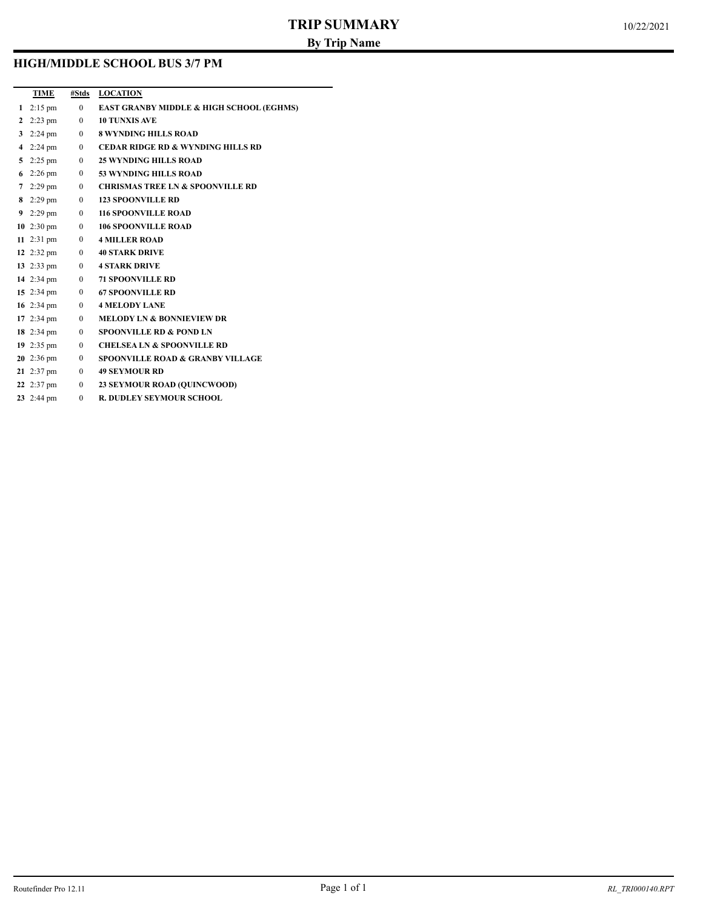# TRIP SUMMARY

## By Trip Name

10/22/2021

### HIGH/MIDDLE SCHOOL BUS 3/7 PM

| | TIME | #Stds | LOCATION |
|---|---|---|---|
| 1 | 2:15 pm | 0 | EAST GRANBY MIDDLE & HIGH SCHOOL (EGHMS) |
| 2 | 2:23 pm | 0 | 10 TUNXIS AVE |
| 3 | 2:24 pm | 0 | 8 WYNDING HILLS ROAD |
| 4 | 2:24 pm | 0 | CEDAR RIDGE RD & WYNDING HILLS RD |
| 5 | 2:25 pm | 0 | 25 WYNDING HILLS ROAD |
| 6 | 2:26 pm | 0 | 53 WYNDING HILLS ROAD |
| 7 | 2:29 pm | 0 | CHRISMAS TREE LN & SPOONVILLE RD |
| 8 | 2:29 pm | 0 | 123 SPOONVILLE RD |
| 9 | 2:29 pm | 0 | 116 SPOONVILLE ROAD |
| 10 | 2:30 pm | 0 | 106 SPOONVILLE ROAD |
| 11 | 2:31 pm | 0 | 4 MILLER ROAD |
| 12 | 2:32 pm | 0 | 40 STARK DRIVE |
| 13 | 2:33 pm | 0 | 4 STARK DRIVE |
| 14 | 2:34 pm | 0 | 71 SPOONVILLE RD |
| 15 | 2:34 pm | 0 | 67 SPOONVILLE RD |
| 16 | 2:34 pm | 0 | 4 MELODY LANE |
| 17 | 2:34 pm | 0 | MELODY LN & BONNIEVIEW DR |
| 18 | 2:34 pm | 0 | SPOONVILLE RD & POND LN |
| 19 | 2:35 pm | 0 | CHELSEA LN & SPOONVILLE RD |
| 20 | 2:36 pm | 0 | SPOONVILLE ROAD & GRANBY VILLAGE |
| 21 | 2:37 pm | 0 | 49 SEYMOUR RD |
| 22 | 2:37 pm | 0 | 23 SEYMOUR ROAD (QUINCWOOD) |
| 23 | 2:44 pm | 0 | R. DUDLEY SEYMOUR SCHOOL |

Routefinder Pro 12.11 RL_TRI000140.RPT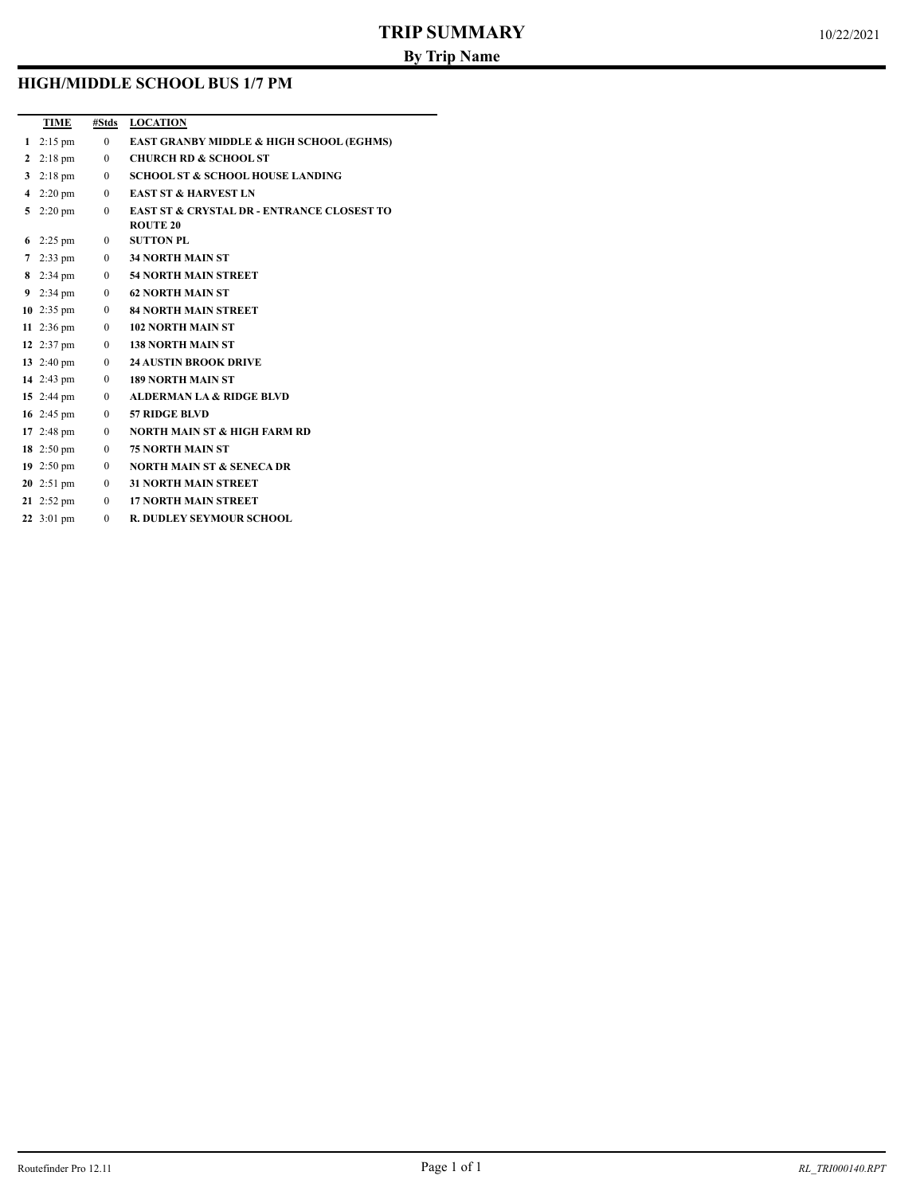# TRIP SUMMARY

## By Trip Name

10/22/2021

### HIGH/MIDDLE SCHOOL BUS 1/7 PM

| | TIME | #Stds | LOCATION |
|---|---|---|---|
| 1 | 2:15 pm | 0 | EAST GRANBY MIDDLE & HIGH SCHOOL (EGHMS) |
| 2 | 2:18 pm | 0 | CHURCH RD & SCHOOL ST |
| 3 | 2:18 pm | 0 | SCHOOL ST & SCHOOL HOUSE LANDING |
| 4 | 2:20 pm | 0 | EAST ST & HARVEST LN |
| 5 | 2:20 pm | 0 | EAST ST & CRYSTAL DR - ENTRANCE CLOSEST TO ROUTE 20 |
| 6 | 2:25 pm | 0 | SUTTON PL |
| 7 | 2:33 pm | 0 | 34 NORTH MAIN ST |
| 8 | 2:34 pm | 0 | 54 NORTH MAIN STREET |
| 9 | 2:34 pm | 0 | 62 NORTH MAIN ST |
| 10 | 2:35 pm | 0 | 84 NORTH MAIN STREET |
| 11 | 2:36 pm | 0 | 102 NORTH MAIN ST |
| 12 | 2:37 pm | 0 | 138 NORTH MAIN ST |
| 13 | 2:40 pm | 0 | 24 AUSTIN BROOK DRIVE |
| 14 | 2:43 pm | 0 | 189 NORTH MAIN ST |
| 15 | 2:44 pm | 0 | ALDERMAN LA & RIDGE BLVD |
| 16 | 2:45 pm | 0 | 57 RIDGE BLVD |
| 17 | 2:48 pm | 0 | NORTH MAIN ST & HIGH FARM RD |
| 18 | 2:50 pm | 0 | 75 NORTH MAIN ST |
| 19 | 2:50 pm | 0 | NORTH MAIN ST & SENECA DR |
| 20 | 2:51 pm | 0 | 31 NORTH MAIN STREET |
| 21 | 2:52 pm | 0 | 17 NORTH MAIN STREET |
| 22 | 3:01 pm | 0 | R. DUDLEY SEYMOUR SCHOOL |

Routefinder Pro 12.11

*RL_TRI000140.RPT*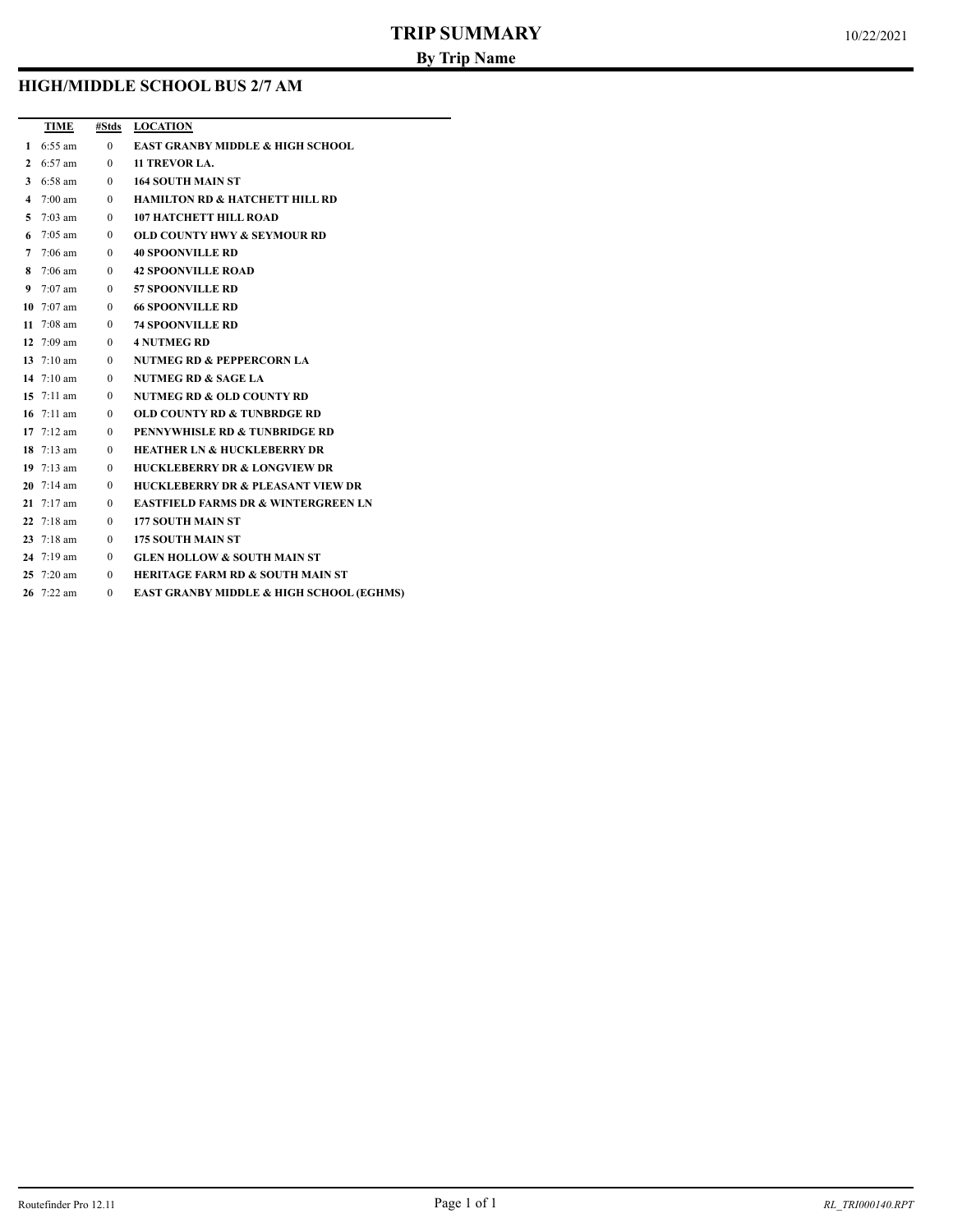# TRIP SUMMARY

## By Trip Name

10/22/2021

### HIGH/MIDDLE SCHOOL BUS 2/7 AM

| | TIME | #Stds | LOCATION |
|---|---|---|---|
| 1 | 6:55 am | 0 | EAST GRANBY MIDDLE & HIGH SCHOOL |
| 2 | 6:57 am | 0 | 11 TREVOR LA. |
| 3 | 6:58 am | 0 | 164 SOUTH MAIN ST |
| 4 | 7:00 am | 0 | HAMILTON RD & HATCHETT HILL RD |
| 5 | 7:03 am | 0 | 107 HATCHETT HILL ROAD |
| 6 | 7:05 am | 0 | OLD COUNTY HWY & SEYMOUR RD |
| 7 | 7:06 am | 0 | 40 SPOONVILLE RD |
| 8 | 7:06 am | 0 | 42 SPOONVILLE ROAD |
| 9 | 7:07 am | 0 | 57 SPOONVILLE RD |
| 10 | 7:07 am | 0 | 66 SPOONVILLE RD |
| 11 | 7:08 am | 0 | 74 SPOONVILLE RD |
| 12 | 7:09 am | 0 | 4 NUTMEG RD |
| 13 | 7:10 am | 0 | NUTMEG RD & PEPPERCORN LA |
| 14 | 7:10 am | 0 | NUTMEG RD & SAGE LA |
| 15 | 7:11 am | 0 | NUTMEG RD & OLD COUNTY RD |
| 16 | 7:11 am | 0 | OLD COUNTY RD & TUNBRDGE RD |
| 17 | 7:12 am | 0 | PENNYWHISLE RD & TUNBRIDGE RD |
| 18 | 7:13 am | 0 | HEATHER LN & HUCKLEBERRY DR |
| 19 | 7:13 am | 0 | HUCKLEBERRY DR & LONGVIEW DR |
| 20 | 7:14 am | 0 | HUCKLEBERRY DR & PLEASANT VIEW DR |
| 21 | 7:17 am | 0 | EASTFIELD FARMS DR & WINTERGREEN LN |
| 22 | 7:18 am | 0 | 177 SOUTH MAIN ST |
| 23 | 7:18 am | 0 | 175 SOUTH MAIN ST |
| 24 | 7:19 am | 0 | GLEN HOLLOW & SOUTH MAIN ST |
| 25 | 7:20 am | 0 | HERITAGE FARM RD & SOUTH MAIN ST |
| 26 | 7:22 am | 0 | EAST GRANBY MIDDLE & HIGH SCHOOL (EGHMS) |

Routefinder Pro 12.11

*RL_TRI000140.RPT*